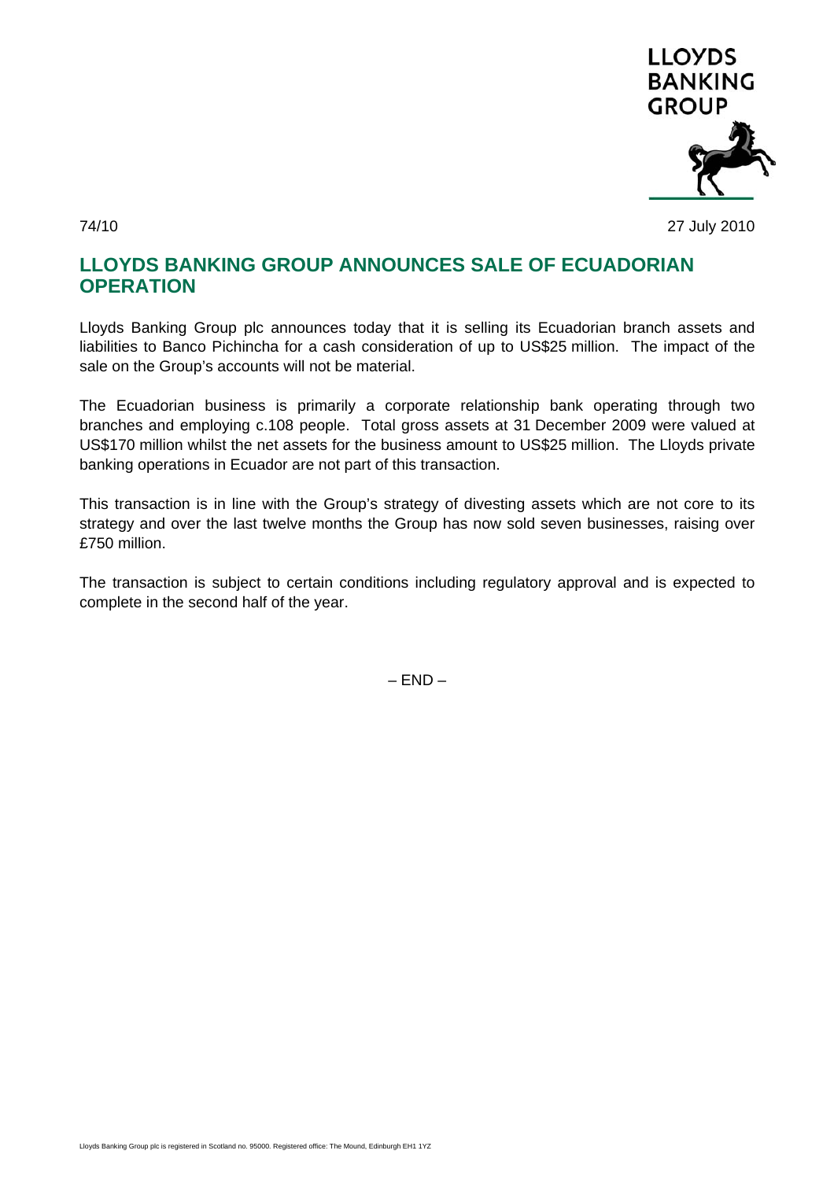74/10

27 July 2010

# LLOYDS BANKING GROUP ANNOUNCES SALE OF ECUADORIAN OPERATION

Lloyds Banking Group plc announces today that it is selling its Ecuadorian branch assets and liabilities to Banco Pichincha for a cash consideration of up to US$25 million. The impact of the sale on the Group's accounts will not be material.

The Ecuadorian business is primarily a corporate relationship bank operating through two branches and employing c.108 people. Total gross assets at 31 December 2009 were valued at US$170 million whilst the net assets for the business amount to US$25 million. The Lloyds private banking operations in Ecuador are not part of this transaction.

This transaction is in line with the Group's strategy of divesting assets which are not core to its strategy and over the last twelve months the Group has now sold seven businesses, raising over £750 million.

The transaction is subject to certain conditions including regulatory approval and is expected to complete in the second half of the year.

– END –

Lloyds Banking Group plc is registered in Scotland no. 95000. Registered office: The Mound, Edinburgh EH1 1YZ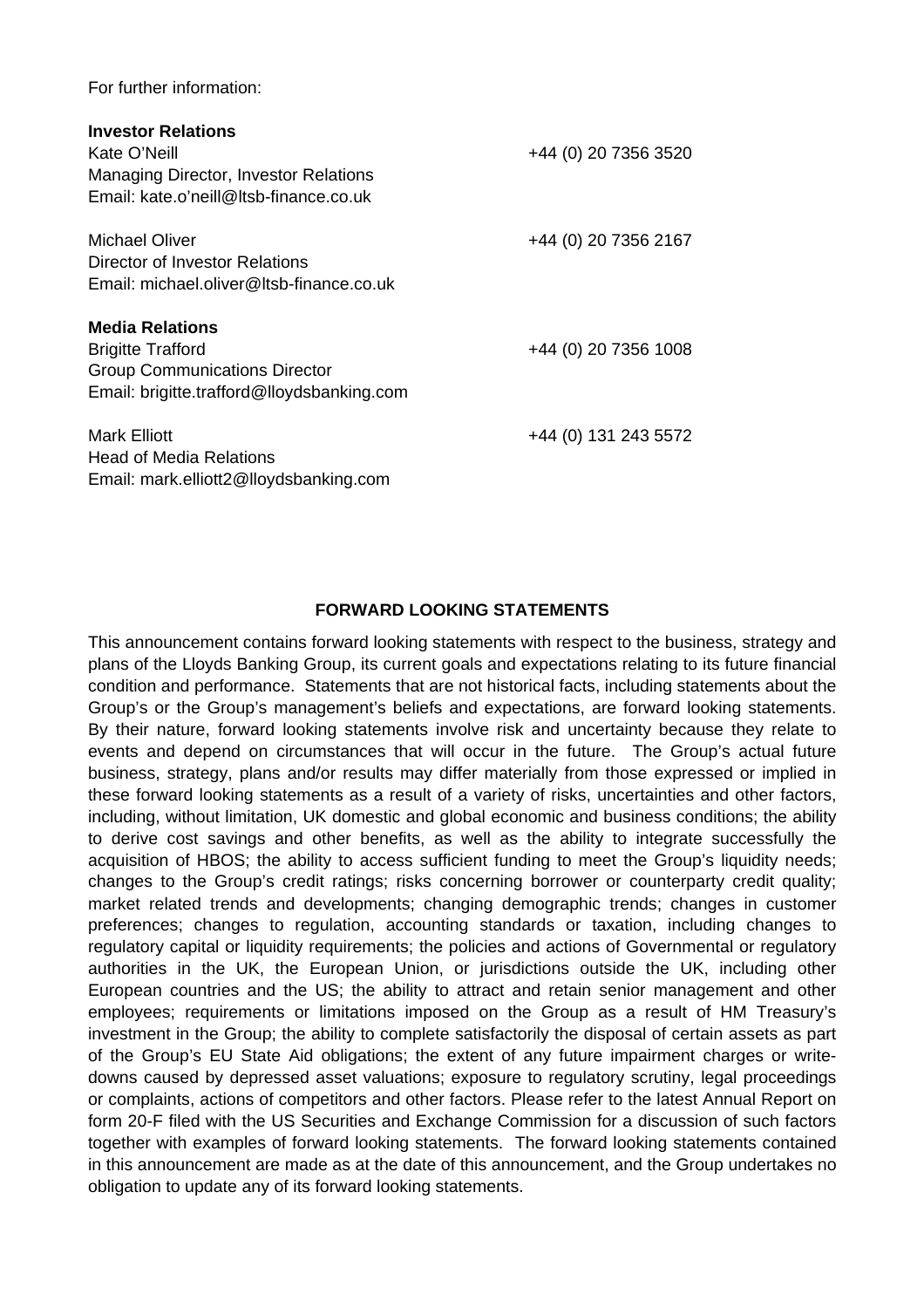For further information:

**Investor Relations**

| | |
|---|---|
| Kate O'Neill<br>Managing Director, Investor Relations<br>Email: kate.o'neill@ltsb-finance.co.uk | +44 (0) 20 7356 3520 |
| Michael Oliver<br>Director of Investor Relations<br>Email: michael.oliver@ltsb-finance.co.uk | +44 (0) 20 7356 2167 |

**Media Relations**

| | |
|---|---|
| Brigitte Trafford<br>Group Communications Director<br>Email: brigitte.trafford@lloydsbanking.com | +44 (0) 20 7356 1008 |
| Mark Elliott<br>Head of Media Relations<br>Email: mark.elliott2@lloydsbanking.com | +44 (0) 131 243 5572 |

**FORWARD LOOKING STATEMENTS**

This announcement contains forward looking statements with respect to the business, strategy and plans of the Lloyds Banking Group, its current goals and expectations relating to its future financial condition and performance. Statements that are not historical facts, including statements about the Group's or the Group's management's beliefs and expectations, are forward looking statements. By their nature, forward looking statements involve risk and uncertainty because they relate to events and depend on circumstances that will occur in the future. The Group's actual future business, strategy, plans and/or results may differ materially from those expressed or implied in these forward looking statements as a result of a variety of risks, uncertainties and other factors, including, without limitation, UK domestic and global economic and business conditions; the ability to derive cost savings and other benefits, as well as the ability to integrate successfully the acquisition of HBOS; the ability to access sufficient funding to meet the Group's liquidity needs; changes to the Group's credit ratings; risks concerning borrower or counterparty credit quality; market related trends and developments; changing demographic trends; changes in customer preferences; changes to regulation, accounting standards or taxation, including changes to regulatory capital or liquidity requirements; the policies and actions of Governmental or regulatory authorities in the UK, the European Union, or jurisdictions outside the UK, including other European countries and the US; the ability to attract and retain senior management and other employees; requirements or limitations imposed on the Group as a result of HM Treasury's investment in the Group; the ability to complete satisfactorily the disposal of certain assets as part of the Group's EU State Aid obligations; the extent of any future impairment charges or write-downs caused by depressed asset valuations; exposure to regulatory scrutiny, legal proceedings or complaints, actions of competitors and other factors. Please refer to the latest Annual Report on form 20-F filed with the US Securities and Exchange Commission for a discussion of such factors together with examples of forward looking statements. The forward looking statements contained in this announcement are made as at the date of this announcement, and the Group undertakes no obligation to update any of its forward looking statements.